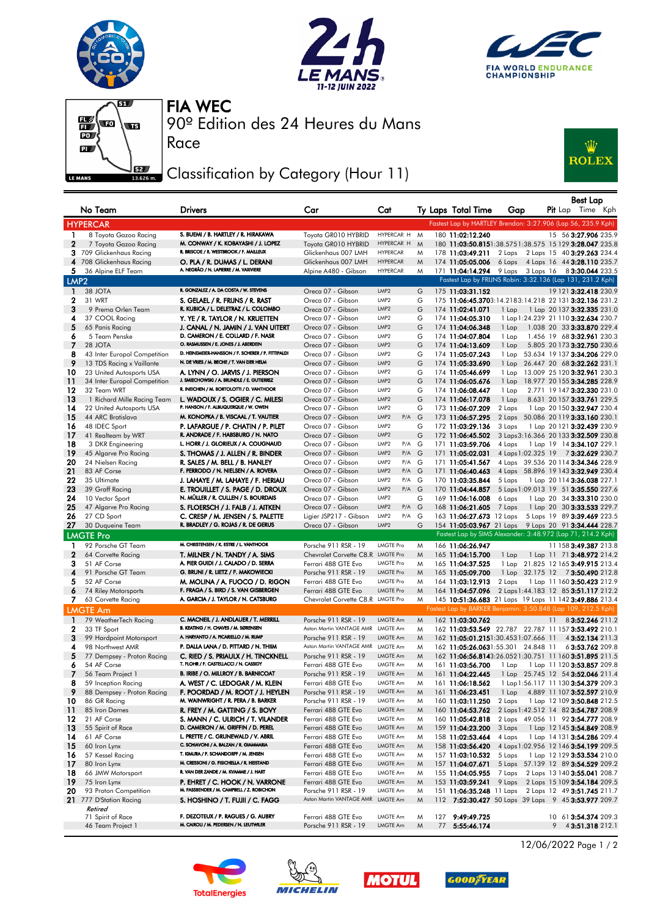# FIA WEC

## 90º Edition des 24 Heures du Mans

Race

## Classification by Category (Hour 11)

| No | Team | Drivers | Car | Cat | Ty | Laps | Total Time | Gap | | Pit | Best Lap Lap | Time | Kph |
|---|---|---|---|---|---|---|---|---|---|---|---|---|---|
| **HYPERCAR** | | | | | | | | Fastest Lap by HARTLEY Brendon: 3:27.906 (Lap 56, 235.9 Kph) | | | | | |
| 1 | 8 Toyota Gazoo Racing | S. BUEMI / B. HARTLEY / R. HIRAKAWA | Toyota GR010 HYBRID | HYPERCAR H | M | 180 | 11:02:12.240 | | | 15 | 56 | 3:27.906 | 235.9 |
| 2 | 7 Toyota Gazoo Racing | M. CONWAY / K. KOBAYASHI / J. LOPEZ | Toyota GR010 HYBRID | HYPERCAR H | M | 180 | 11:03:50.815 | 1:38.575 | 1:38.575 | 15 | 129 | 3:28.047 | 235.8 |
| 3 | 709 Glickenhaus Racing | R. BRISCOE / R. WESTBROOK / F. MAILLEUX | Glickenhaus 007 LMH | HYPERCAR | M | 178 | 11:03:49.211 | 2 Laps | 2 Laps | 15 | 40 | 3:29.263 | 234.4 |
| 4 | 708 Glickenhaus Racing | O. PLA / R. DUMAS / L. DERANI | Glickenhaus 007 LMH | HYPERCAR | M | 174 | 11:05:05.006 | 6 Laps | 4 Laps | 16 | 44 | 3:28.110 | 235.7 |
| 5 | 36 Alpine ELF Team | A. NEGRÃO / N. LAPIERRE / M. VAXIVIERE | Alpine A480 - Gibson | HYPERCAR | M | 171 | 11:04:14.294 | 9 Laps | 3 Laps | 16 | 8 | 3:30.044 | 233.5 |
| **LMP2** | | | | | | | | Fastest Lap by FRIJNS Robin: 3:32.136 (Lap 131, 231.2 Kph) | | | | | |
| 1 | 38 JOTA | R. GONZALEZ / A. DA COSTA / W. STEVENS | Oreca 07 - Gibson | LMP2 | G | 175 | 11:03:31.152 | | | 19 | 121 | 3:32.418 | 230.9 |
| 2 | 31 WRT | S. GELAEL / R. FRIJNS / R. RAST | Oreca 07 - Gibson | LMP2 | G | 175 | 11:06:45.370 | 3:14.218 | 3:14.218 | 22 | 131 | 3:32.136 | 231.2 |
| 3 | 9 Prema Orlen Team | R. KUBICA / L. DELETRAZ / L. COLOMBO | Oreca 07 - Gibson | LMP2 | G | 174 | 11:02:41.071 | 1 Lap | 1 Lap | 20 | 137 | 3:32.335 | 231.0 |
| 4 | 37 COOL Racing | Y. YE / R. TAYLOR / N. KRUETTEN | Oreca 07 - Gibson | LMP2 | G | 174 | 11:04:05.310 | 1 Lap | 1:24.239 | 21 | 110 | 3:32.634 | 230.7 |
| 5 | 65 Panis Racing | J. CANAL / N. JAMIN / J. VAN UITERT | Oreca 07 - Gibson | LMP2 | G | 174 | 11:04:06.348 | 1 Lap | 1.038 | 20 | 33 | 3:33.870 | 229.4 |
| 6 | 5 Team Penske | D. CAMERON / E. COLLARD / F. NASR | Oreca 07 - Gibson | LMP2 | G | 174 | 11:04:07.804 | 1 Lap | 1.456 | 19 | 68 | 3:32.961 | 230.3 |
| 7 | 28 JOTA | O. RASMUSSEN / E. JONES / J. ABERDEIN | Oreca 07 - Gibson | LMP2 | G | 174 | 11:04:13.609 | 1 Lap | 5.805 | 20 | 173 | 3:32.750 | 230.6 |
| 8 | 43 Inter Europol Competition | D. HEINEMEIER-HANSSON / F. SCHERER / P. FITTIPALDI | Oreca 07 - Gibson | LMP2 | G | 174 | 11:05:07.243 | 1 Lap | 53.634 | 19 | 137 | 3:34.206 | 229.0 |
| 9 | 13 TDS Racing x Vaillante | N. DE VRIES / M. BECHE / T. VAN DER HELM | Oreca 07 - Gibson | LMP2 | G | 174 | 11:05:33.690 | 1 Lap | 26.447 | 20 | 68 | 3:32.222 | 231.1 |
| 10 | 23 United Autosports USA | A. LYNN / O. JARVIS / J. PIERSON | Oreca 07 - Gibson | LMP2 | G | 174 | 11:05:46.699 | 1 Lap | 13.009 | 25 | 120 | 3:32.961 | 230.3 |
| 11 | 34 Inter Europol Competition | J. SMIECHOWSKI / A. BRUNDLE / E. GUTIERREZ | Oreca 07 - Gibson | LMP2 | G | 174 | 11:06:05.676 | 1 Lap | 18.977 | 20 | 155 | 3:34.285 | 228.9 |
| 12 | 32 Team WRT | R. INEICHEN / M. BORTOLOTTI / D. VANTHOOR | Oreca 07 - Gibson | LMP2 | G | 174 | 11:06:08.447 | 1 Lap | 2.771 | 19 | 147 | 3:32.330 | 231.0 |
| 13 | 1 Richard Mille Racing Team | L. WADOUX / S. OGIER / C. MILESI | Oreca 07 - Gibson | LMP2 | G | 174 | 11:06:17.078 | 1 Lap | 8.631 | 20 | 157 | 3:33.761 | 229.5 |
| 14 | 22 United Autosports USA | P. HANSON / F. ALBUQUERQUE / W. OWEN | Oreca 07 - Gibson | LMP2 | G | 173 | 11:06:07.209 | 2 Laps | 1 Lap | 20 | 150 | 3:32.947 | 230.4 |
| 15 | 44 ARC Bratislava | M. KONOPKA / B. VISCAAL / T. VAUTIER | Oreca 07 - Gibson | LMP2 P/A | G | 173 | 11:06:57.295 | 2 Laps | 50.086 | 20 | 119 | 3:33.160 | 230.1 |
| 16 | 48 IDEC Sport | P. LAFARGUE / P. CHATIN / P. PILET | Oreca 07 - Gibson | LMP2 | G | 172 | 11:03:29.136 | 3 Laps | 1 Lap | 20 | 121 | 3:32.439 | 230.9 |
| 17 | 41 Realteam by WRT | R. ANDRADE / F. HABSBURG / N. NATO | Oreca 07 - Gibson | LMP2 | G | 172 | 11:06:45.502 | 3 Laps | 3:16.366 | 20 | 133 | 3:32.509 | 230.8 |
| 18 | 3 DKR Engineering | L. HORR / J. GLORIEUX / A. COUGNAUD | Oreca 07 - Gibson | LMP2 P/A | G | 171 | 11:03:59.706 | 4 Laps | 1 Lap | 19 | 14 | 3:34.107 | 229.1 |
| 19 | 45 Algarve Pro Racing | S. THOMAS / J. ALLEN / R. BINDER | Oreca 07 - Gibson | LMP2 P/A | G | 171 | 11:05:02.031 | 4 Laps | 1:02.325 | 19 | 7 | 3:32.629 | 230.7 |
| 20 | 24 Nielsen Racing | R. SALES / M. BELL / B. HANLEY | Oreca 07 - Gibson | LMP2 P/A | G | 171 | 11:05:41.567 | 4 Laps | 39.536 | 20 | 114 | 3:34.346 | 228.9 |
| 21 | 83 AF Corse | F. PERRODO / N. NIELSEN / A. ROVERA | Oreca 07 - Gibson | LMP2 P/A | G | 171 | 11:06:40.463 | 4 Laps | 58.896 | 19 | 143 | 3:32.949 | 230.4 |
| 22 | 35 Ultimate | J. LAHAYE / M. LAHAYE / F. HERIAU | Oreca 07 - Gibson | LMP2 P/A | G | 170 | 11:03:35.844 | 5 Laps | 1 Lap | 20 | 114 | 3:36.038 | 227.1 |
| 23 | 39 Graff Racing | E. TROUILLET / S. PAGE / D. DROUX | Oreca 07 - Gibson | LMP2 P/A | G | 170 | 11:04:44.857 | 5 Laps | 1:09.013 | 19 | 51 | 3:35.550 | 227.6 |
| 24 | 10 Vector Sport | N. MÜLLER / R. CULLEN / S. BOURDAIS | Oreca 07 - Gibson | LMP2 | G | 169 | 11:06:16.008 | 6 Laps | 1 Lap | 20 | 34 | 3:33.310 | 230.0 |
| 25 | 47 Algarve Pro Racing | S. FLOERSCH / J. FALB / J. AITKEN | Oreca 07 - Gibson | LMP2 P/A | G | 168 | 11:06:21.605 | 7 Laps | 1 Lap | 20 | 30 | 3:33.533 | 229.7 |
| 26 | 27 CD Sport | C. CRESP / M. JENSEN / S. PALETTE | Ligier JSP217 - Gibson | LMP2 P/A | G | 163 | 11:06:27.673 | 12 Laps | 5 Laps | 19 | 89 | 3:39.469 | 223.5 |
| 27 | 30 Duqueine Team | R. BRADLEY / G. ROJAS / R. DE GERUS | Oreca 07 - Gibson | LMP2 | G | 154 | 11:05:03.967 | 21 Laps | 9 Laps | 20 | 91 | 3:34.444 | 228.7 |
| **LMGTE Pro** | | | | | | | | Fastest Lap by SIMS Alexander: 3:48.972 (Lap 71, 214.2 Kph) | | | | | |
| 1 | 92 Porsche GT Team | M. CHRISTENSEN / K. ESTRE / L. VANTHOOR | Porsche 911 RSR - 19 | LMGTE Pro | M | 166 | 11:06:26.947 | | | 11 | 158 | 3:49.387 | 213.8 |
| 2 | 64 Corvette Racing | T. MILNER / N. TANDY / A. SIMS | Chevrolet Corvette C8.R | LMGTE Pro | M | 165 | 11:04:15.700 | 1 Lap | 1 Lap | 11 | 71 | 3:48.972 | 214.2 |
| 3 | 51 AF Corse | A. PIER GUIDI / J. CALADO / D. SERRA | Ferrari 488 GTE Evo | LMGTE Pro | M | 165 | 11:04:37.525 | 1 Lap | 21.825 | 12 | 165 | 3:49.915 | 213.4 |
| 4 | 91 Porsche GT Team | G. BRUNI / R. LIETZ / F. MAKOWIECKI | Porsche 911 RSR - 19 | LMGTE Pro | M | 165 | 11:05:09.700 | 1 Lap | 32.175 | 12 | 7 | 3:50.490 | 212.8 |
| 5 | 52 AF Corse | M. MOLINA / A. FUOCO / D. RIGON | Ferrari 488 GTE Evo | LMGTE Pro | M | 164 | 11:03:12.913 | 2 Laps | 1 Lap | 11 | 160 | 3:50.423 | 212.9 |
| 6 | 74 Riley Motorsports | F. FRAGA / S. BIRD / S. VAN GISBERGEN | Ferrari 488 GTE Evo | LMGTE Pro | M | 164 | 11:04:57.096 | 2 Laps | 1:44.183 | 12 | 85 | 3:51.117 | 212.2 |
| 7 | 63 Corvette Racing | A. GARCIA / J. TAYLOR / N. CATSBURG | Chevrolet Corvette C8.R | LMGTE Pro | M | 145 | 10:51:36.683 | 21 Laps | 19 Laps | 11 | 142 | 3:49.886 | 213.4 |
| **LMGTE Am** | | | | | | | | Fastest Lap by BARKER Benjamin: 3:50.848 (Lap 109, 212.5 Kph) | | | | | |
| 1 | 79 WeatherTech Racing | C. MACNEIL / J. ANDLAUER / T. MERRILL | Porsche 911 RSR - 19 | LMGTE Am | M | 162 | 11:03:30.762 | | | 11 | 8 | 3:52.246 | 211.2 |
| 2 | 33 TF Sport | B. KEATING / H. CHAVES / M. SØRENSEN | Aston Martin VANTAGE AMR | LMGTE Am | M | 162 | 11:03:53.549 | 22.787 | 22.787 | 11 | 157 | 3:53.492 | 210.1 |
| 3 | 99 Hardpoint Motorsport | A. HARYANTO / A. PICARIELLO / M. RUMP | Porsche 911 RSR - 19 | LMGTE Am | M | 162 | 11:05:01.215 | 1:30.453 | 1:07.666 | 11 | 4 | 3:52.134 | 211.3 |
| 4 | 98 Northwest AMR | P. DALLA LANA / D. PITTARD / N. THIIM | Aston Martin VANTAGE AMR | LMGTE Am | M | 162 | 11:05:26.063 | 1:55.301 | 24.848 | 11 | 6 | 3:53.762 | 209.8 |
| 5 | 77 Dempsey - Proton Racing | C. RIED / S. PRIAULX / H. TINCKNELL | Porsche 911 RSR - 19 | LMGTE Am | M | 162 | 11:06:56.814 | 3:26.052 | 1:30.751 | 11 | 160 | 3:51.895 | 211.5 |
| 6 | 54 AF Corse | T. FLOHR / F. CASTELLACCI / N. CASSIDY | Ferrari 488 GTE Evo | LMGTE Am | M | 161 | 11:03:56.700 | 1 Lap | 1 Lap | 11 | 120 | 3:53.857 | 209.8 |
| 7 | 56 Team Project 1 | B. IRIBE / O. MILLROY / B. BARNICOAT | Porsche 911 RSR - 19 | LMGTE Am | M | 161 | 11:04:22.445 | 1 Lap | 25.745 | 12 | 54 | 3:52.046 | 211.4 |
| 8 | 59 Inception Racing | A. WEST / C. LEDOGAR / M. KLEIN | Ferrari 488 GTE Evo | LMGTE Am | M | 161 | 11:06:18.562 | 1 Lap | 1:56.117 | 11 | 130 | 3:54.379 | 209.3 |
| 9 | 88 Dempsey - Proton Racing | F. POORDAD / M. ROOT / J. HEYLEN | Porsche 911 RSR - 19 | LMGTE Am | M | 161 | 11:06:23.451 | 1 Lap | 4.889 | 11 | 12 | 3:52.597 | 210.9 |
| 10 | 86 GR Racing | M. WAINWRIGHT / R. PERA / B. BARKER | Porsche 911 RSR - 19 | LMGTE Am | M | 160 | 11:03:11.250 | 2 Laps | 1 Lap | 12 | 109 | 3:50.848 | 212.5 |
| 11 | 85 Iron Dames | R. FREY / M. GATTING / S. BOVY | Ferrari 488 GTE Evo | LMGTE Am | M | 160 | 11:04:53.762 | 2 Laps | 1:42.512 | 14 | 82 | 3:54.787 | 208.9 |
| 12 | 21 AF Corse | S. MANN / C. ULRICH / T. VILANDER | Ferrari 488 GTE Evo | LMGTE Am | M | 160 | 11:05:42.818 | 2 Laps | 49.056 | 11 | 92 | 3:54.777 | 208.9 |
| 13 | 55 Spirit of Race | D. CAMERON / M. GRIFFIN / D. PEREL | Ferrari 488 GTE Evo | LMGTE Am | M | 159 | 11:04:23.200 | 3 Laps | 1 Lap | 12 | 145 | 3:54.849 | 208.9 |
| 14 | 61 AF Corse | L. PRETTE / C. GRUNEWALD / V. ABRIL | Ferrari 488 GTE Evo | LMGTE Am | M | 158 | 11:02:53.464 | 4 Laps | 1 Lap | 14 | 131 | 3:54.286 | 209.4 |
| 15 | 60 Iron Lynx | C. SCHIAVONI / A. BALZAN / R. GIAMMARIA | Ferrari 488 GTE Evo | LMGTE Am | M | 158 | 11:03:56.420 | 4 Laps | 1:02.956 | 12 | 146 | 3:54.199 | 209.5 |
| 16 | 57 Kessel Racing | T. KIMURA / F. SCHANDORFF / M. JENSEN | Ferrari 488 GTE Evo | LMGTE Am | M | 157 | 11:03:10.532 | 5 Laps | 1 Lap | 12 | 129 | 3:53.534 | 210.0 |
| 17 | 80 Iron Lynx | M. CRESSONI / G. FISICHELLA / R. HEISTAND | Ferrari 488 GTE Evo | LMGTE Am | M | 157 | 11:04:07.671 | 5 Laps | 57.139 | 12 | 89 | 3:54.529 | 209.2 |
| 18 | 66 JMW Motorsport | R. VAN DER ZANDE / M. KVAMME / J. HART | Ferrari 488 GTE Evo | LMGTE Am | M | 155 | 11:04:05.955 | 7 Laps | 2 Laps | 13 | 140 | 3:55.041 | 208.7 |
| 19 | 75 Iron Lynx | P. EHRET / C. HOOK / N. VARRONE | Ferrari 488 GTE Evo | LMGTE Am | M | 153 | 11:03:59.241 | 9 Laps | 2 Laps | 15 | 109 | 3:54.184 | 209.5 |
| 20 | 93 Proton Competition | M. FASSBENDER / M. CAMPBELL / Z. ROBICHON | Porsche 911 RSR - 19 | LMGTE Am | M | 151 | 11:06:35.248 | 11 Laps | 2 Laps | 14 | 49 | 3:51.745 | 211.7 |
| 21 | 777 D'Station Racing | S. HOSHINO / T. FUJII / C. FAGG | Aston Martin VANTAGE AMR | LMGTE Am | M | 112 | 7:52:30.427 | 50 Laps | 39 Laps | 9 | 45 | 3:53.977 | 209.7 |
| *Retired* | | | | | | | | | | | | | |
| | 71 Spirit of Race | F. DEZOTEUX / P. RAGUES / G. AUBRY | Ferrari 488 GTE Evo | LMGTE Am | M | 127 | 9:49:49.725 | | | 10 | 61 | 3:54.374 | 209.3 |
| | 46 Team Project 1 | M. CAIROLI / M. PEDERSEN / N. LEUTWILER | Porsche 911 RSR - 19 | LMGTE Am | M | 77 | 5:55:46.174 | | | 9 | 4 | 3:51.318 | 212.1 |

12/06/2022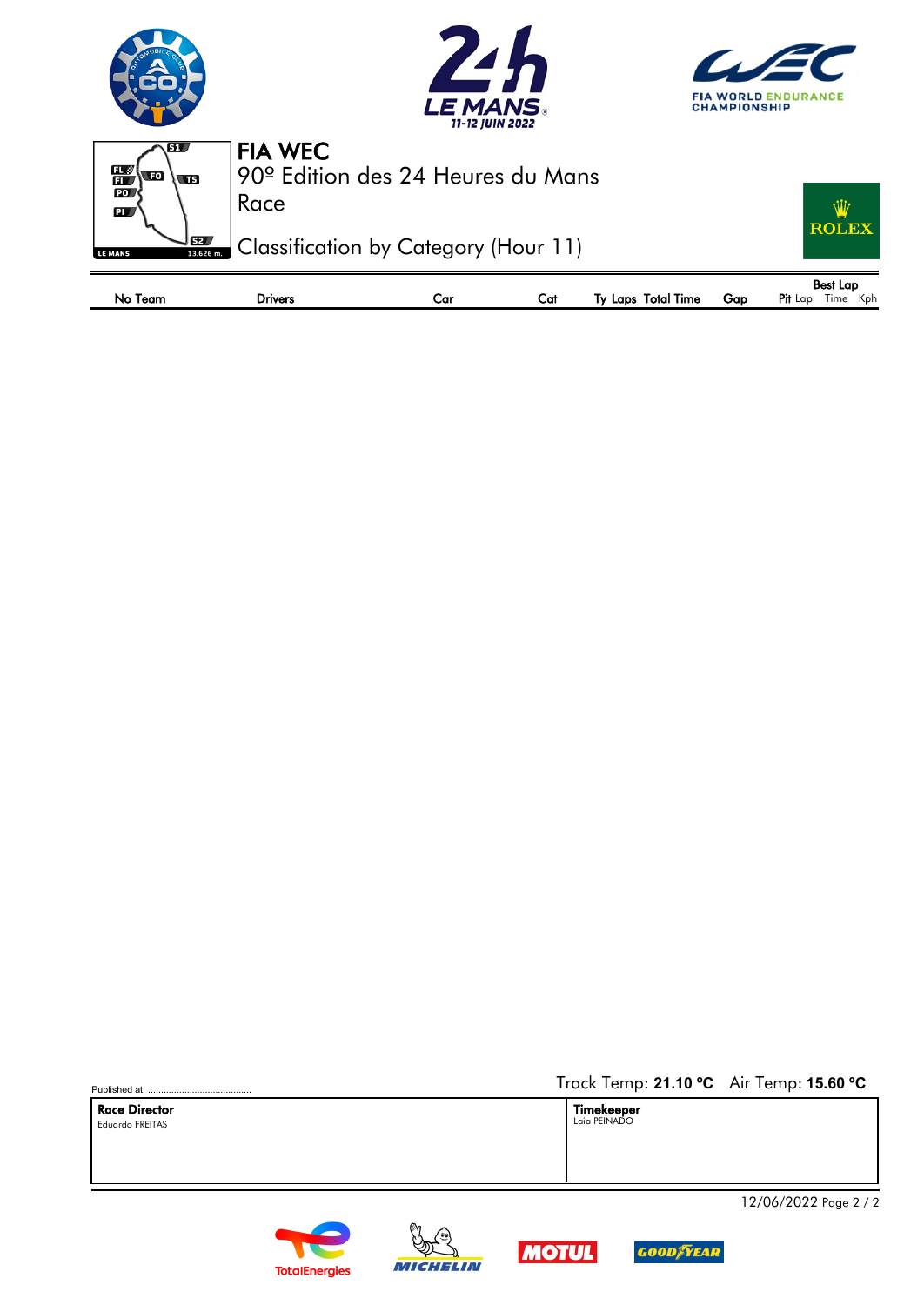# FIA WEC

90º Edition des 24 Heures du Mans

Race

Classification by Category (Hour 11)

| No | Team | Drivers | Car | Cat | Ty | Laps | Total Time | Gap | Pit | Best Lap Lap | Best Lap Time | Best Lap Kph |
|---|---|---|---|---|---|---|---|---|---|---|---|---|

Published at: ........................................

Track Temp: **21.10 ºC** Air Temp: **15.60 ºC**

| **Race Director** | **Timekeeper** |
|---|---|
| Eduardo FREITAS | Laia PEINADO |

12/06/2022